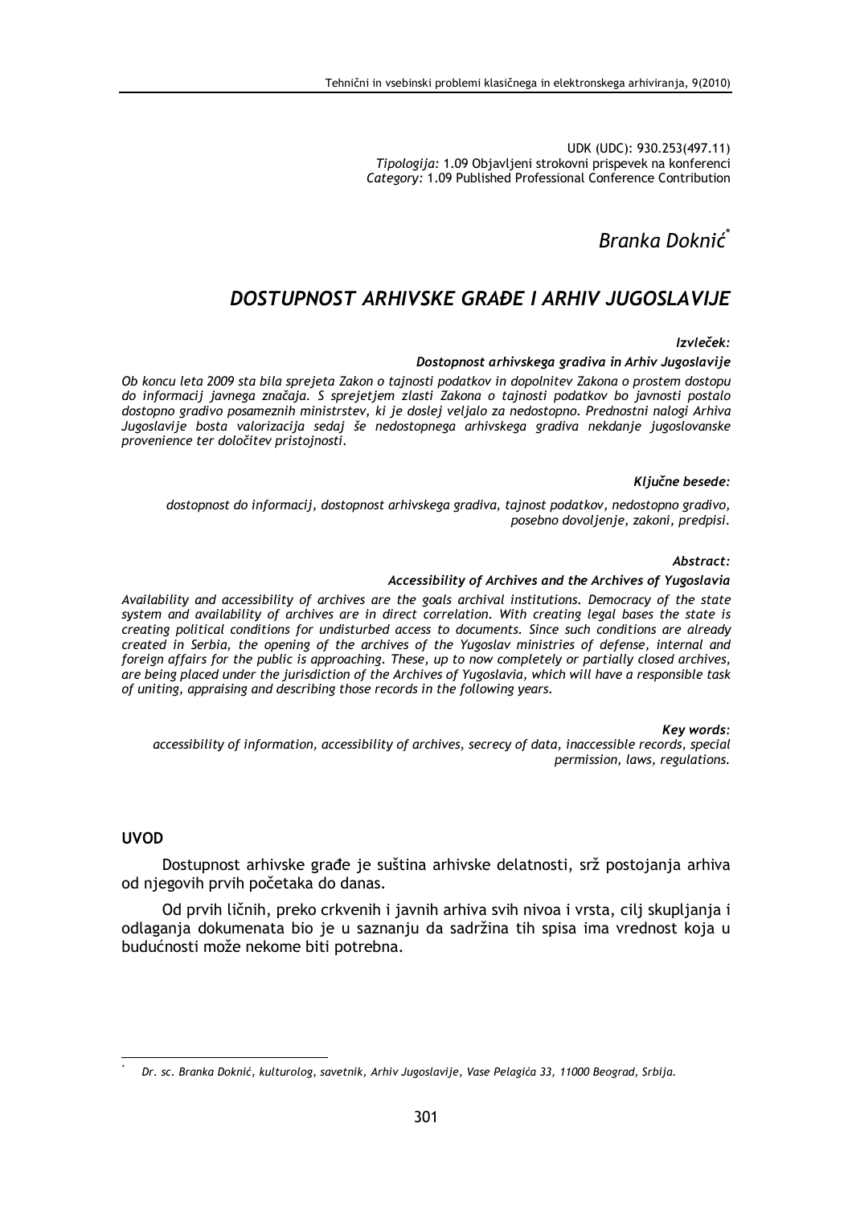UDK (UDC): 930.253(497.11)
*Tipologija:* 1.09 Objavljeni strokovni prispevek na konferenci
*Category:* 1.09 Published Professional Conference Contribution

*Branka Doknić*[*]

# *DOSTUPNOST ARHIVSKE GRAĐE I ARHIV JUGOSLAVIJE*

***Izvleček:***

***Dostopnost arhivskega gradiva in Arhiv Jugoslavije***

*Ob koncu leta 2009 sta bila sprejeta Zakon o tajnosti podatkov in dopolnitev Zakona o prostem dostopu do informacij javnega značaja. S sprejetjem zlasti Zakona o tajnosti podatkov bo javnosti postalo dostopno gradivo posameznih ministrstev, ki je doslej veljalo za nedostopno. Prednostni nalogi Arhiva Jugoslavije bosta valorizacija sedaj še nedostopnega arhivskega gradiva nekdanje jugoslovanske provenience ter določitev pristojnosti.*

***Ključne besede:***

*dostopnost do informacij, dostopnost arhivskega gradiva, tajnost podatkov, nedostopno gradivo, posebno dovoljenje, zakoni, predpisi.*

***Abstract:***

***Accessibility of Archives and the Archives of Yugoslavia***

*Availability and accessibility of archives are the goals archival institutions. Democracy of the state system and availability of archives are in direct correlation. With creating legal bases the state is creating political conditions for undisturbed access to documents. Since such conditions are already created in Serbia, the opening of the archives of the Yugoslav ministries of defense, internal and foreign affairs for the public is approaching. These, up to now completely or partially closed archives, are being placed under the jurisdiction of the Archives of Yugoslavia, which will have a responsible task of uniting, appraising and describing those records in the following years.*

***Key words:***

*accessibility of information, accessibility of archives, secrecy of data, inaccessible records, special permission, laws, regulations.*

## UVOD

Dostupnost arhivske građe je suština arhivske delatnosti, srž postojanja arhiva od njegovih prvih početaka do danas.

Od prvih ličnih, preko crkvenih i javnih arhiva svih nivoa i vrsta, cilj skupljanja i odlaganja dokumenata bio je u saznanju da sadržina tih spisa ima vrednost koja u budućnosti može nekome biti potrebna.

---

[*] *Dr. sc. Branka Doknić, kulturolog, savetnik, Arhiv Jugoslavije, Vase Pelagića 33, 11000 Beograd, Srbija.*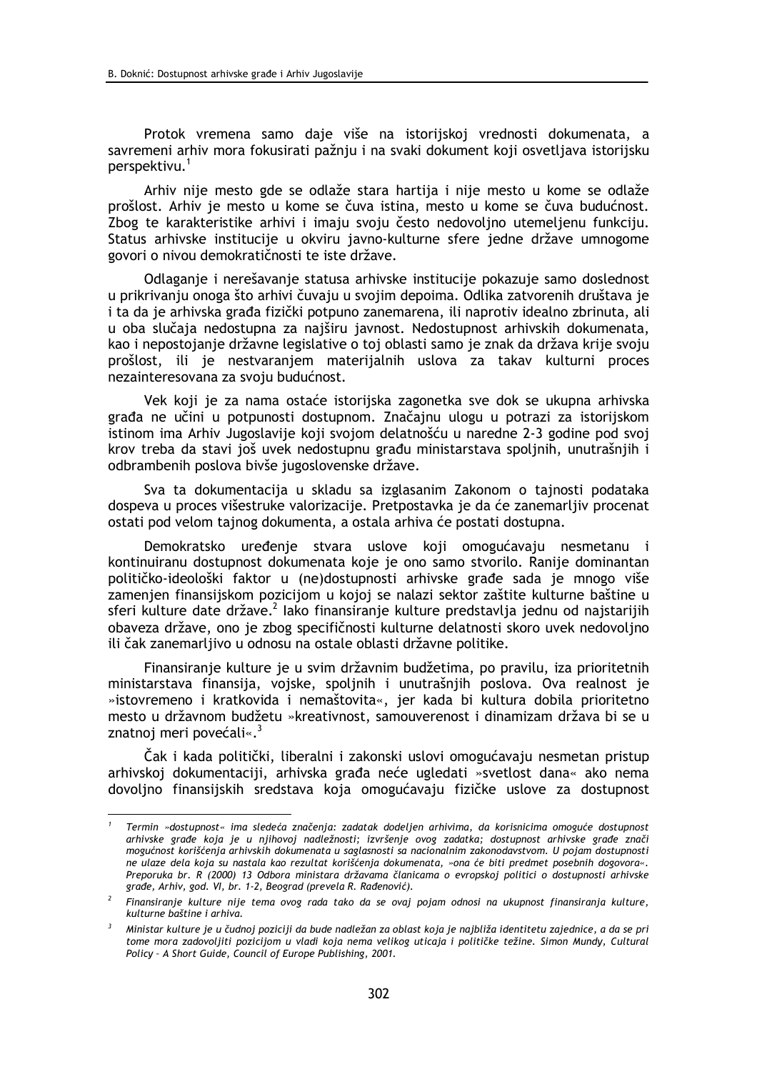Protok vremena samo daje više na istorijskoj vrednosti dokumenata, a savremeni arhiv mora fokusirati pažnju i na svaki dokument koji osvetljava istorijsku perspektivu.[1]

Arhiv nije mesto gde se odlaže stara hartija i nije mesto u kome se odlaže prošlost. Arhiv je mesto u kome se čuva istina, mesto u kome se čuva budućnost. Zbog te karakteristike arhivi i imaju svoju često nedovoljno utemeljenu funkciju. Status arhivske institucije u okviru javno-kulturne sfere jedne države umnogome govori o nivou demokratičnosti te iste države.

Odlaganje i nerešavanje statusa arhivske institucije pokazuje samo doslednost u prikrivanju onoga što arhivi čuvaju u svojim depoima. Odlika zatvorenih društava je i ta da je arhivska građa fizički potpuno zanemarena, ili naprotiv idealno zbrinuta, ali u oba slučaja nedostupna za najširu javnost. Nedostupnost arhivskih dokumenata, kao i nepostojanje državne legislative o toj oblasti samo je znak da država krije svoju prošlost, ili je nestvaranjem materijalnih uslova za takav kulturni proces nezainteresovana za svoju budućnost.

Vek koji je za nama ostaće istorijska zagonetka sve dok se ukupna arhivska građa ne učini u potpunosti dostupnom. Značajnu ulogu u potrazi za istorijskom istinom ima Arhiv Jugoslavije koji svojom delatnošću u naredne 2-3 godine pod svoj krov treba da stavi još uvek nedostupnu građu ministarstava spoljnih, unutrašnjih i odbrambenih poslova bivše jugoslovenske države.

Sva ta dokumentacija u skladu sa izglasanim Zakonom o tajnosti podataka dospeva u proces višestruke valorizacije. Pretpostavka je da će zanemarljiv procenat ostati pod velom tajnog dokumenta, a ostala arhiva će postati dostupna.

Demokratsko uređenje stvara uslove koji omogućavaju nesmetanu i kontinuiranu dostupnost dokumenata koje je ono samo stvorilo. Ranije dominantan političko-ideološki faktor u (ne)dostupnosti arhivske građe sada je mnogo više zamenjen finansijskom pozicijom u kojoj se nalazi sektor zaštite kulturne baštine u sferi kulture date države.[2] Iako finansiranje kulture predstavlja jednu od najstarijih obaveza države, ono je zbog specifičnosti kulturne delatnosti skoro uvek nedovoljno ili čak zanemarljivo u odnosu na ostale oblasti državne politike.

Finansiranje kulture je u svim državnim budžetima, po pravilu, iza prioritetnih ministarstava finansija, vojske, spoljnih i unutrašnjih poslova. Ova realnost je »istovremeno i kratkovida i nemaštovita«, jer kada bi kultura dobila prioritetno mesto u državnom budžetu »kreativnost, samouverenost i dinamizam država bi se u znatnoj meri povećali«.[3]

Čak i kada politički, liberalni i zakonski uslovi omogućavaju nesmetan pristup arhivskoj dokumentaciji, arhivska građa neće ugledati »svetlost dana« ako nema dovoljno finansijskih sredstava koja omogućavaju fizičke uslove za dostupnost

---

[1] *Termin »dostupnost« ima sledeća značenja: zadatak dodeljen arhivima, da korisnicima omoguće dostupnost arhivske građe koja je u njihovoj nadležnosti; izvršenje ovog zadatka; dostupnost arhivske građe znači mogućnost korišćenja arhivskih dokumenata u saglasnosti sa nacionalnim zakonodavstvom. U pojam dostupnosti ne ulaze dela koja su nastala kao rezultat korišćenja dokumenata, »ona će biti predmet posebnih dogovora«. Preporuka br. R (2000) 13 Odbora ministara državama članicama o evropskoj politici o dostupnosti arhivske građe, Arhiv, god. VI, br. 1-2, Beograd (prevela R. Rađenović).*

[2] *Finansiranje kulture nije tema ovog rada tako da se ovaj pojam odnosi na ukupnost finansiranja kulture, kulturne baštine i arhiva.*

[3] *Ministar kulture je u čudnoj poziciji da bude nadležan za oblast koja je najbliža identitetu zajednice, a da se pri tome mora zadovoljiti pozicijom u vladi koja nema velikog uticaja i političke težine. Simon Mundy, Cultural Policy – A Short Guide, Council of Europe Publishing, 2001.*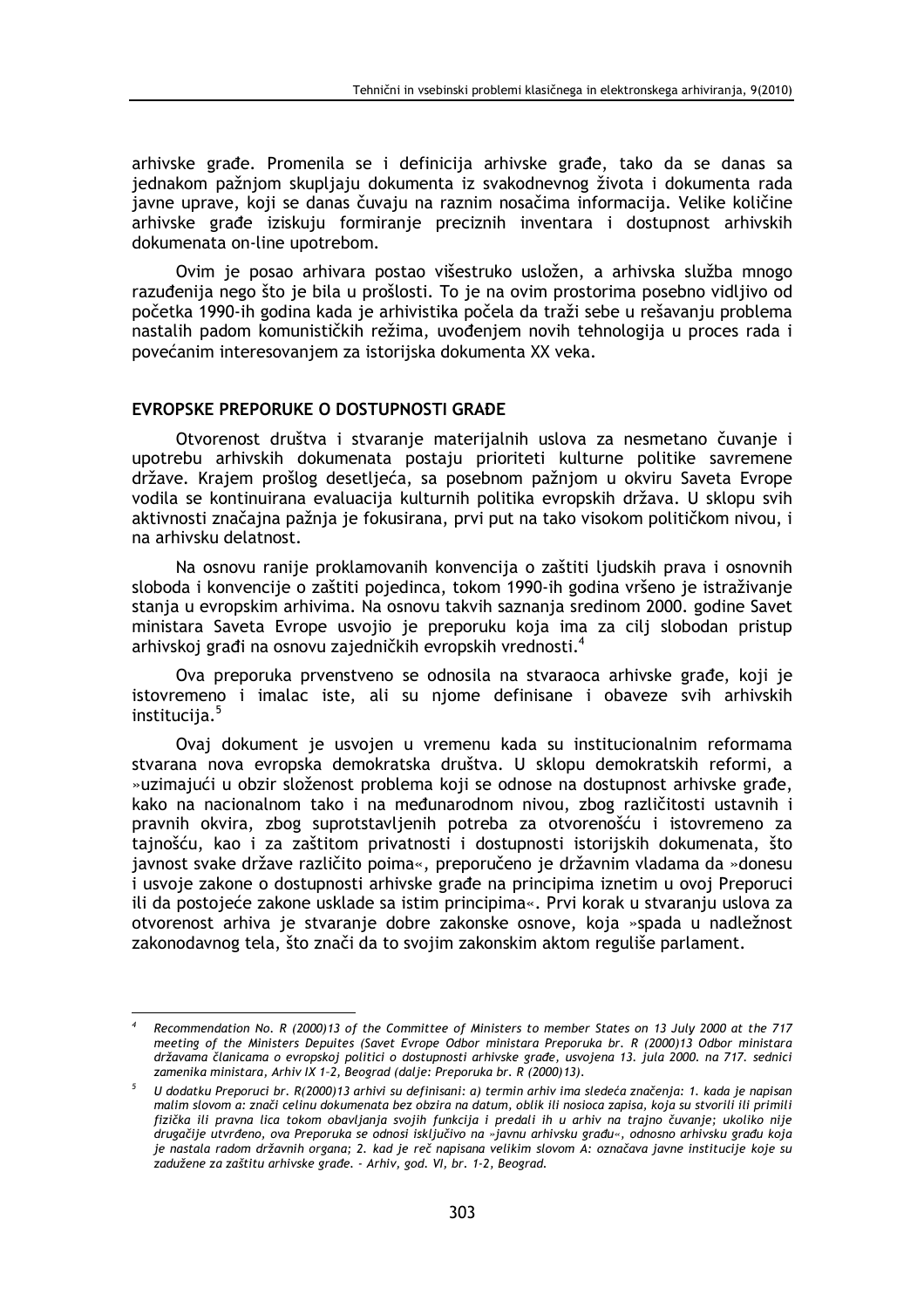arhivske građe. Promenila se i definicija arhivske građe, tako da se danas sa jednakom pažnjom skupljaju dokumenta iz svakodnevnog života i dokumenta rada javne uprave, koji se danas čuvaju na raznim nosačima informacija. Velike količine arhivske građe iziskuju formiranje preciznih inventara i dostupnost arhivskih dokumenata on-line upotrebom.

Ovim je posao arhivara postao višestruko usložen, a arhivska služba mnogo razuđenija nego što je bila u prošlosti. To je na ovim prostorima posebno vidljivo od početka 1990-ih godina kada je arhivistika počela da traži sebe u rešavanju problema nastalih padom komunističkih režima, uvođenjem novih tehnologija u proces rada i povećanim interesovanjem za istorijska dokumenta XX veka.

## EVROPSKE PREPORUKE O DOSTUPNOSTI GRAĐE

Otvorenost društva i stvaranje materijalnih uslova za nesmetano čuvanje i upotrebu arhivskih dokumenata postaju prioriteti kulturne politike savremene države. Krajem prošlog desetljeća, sa posebnom pažnjom u okviru Saveta Evrope vodila se kontinuirana evaluacija kulturnih politika evropskih država. U sklopu svih aktivnosti značajna pažnja je fokusirana, prvi put na tako visokom političkom nivou, i na arhivsku delatnost.

Na osnovu ranije proklamovanih konvencija o zaštiti ljudskih prava i osnovnih sloboda i konvencije o zaštiti pojedinca, tokom 1990-ih godina vršeno je istraživanje stanja u evropskim arhivima. Na osnovu takvih saznanja sredinom 2000. godine Savet ministara Saveta Evrope usvojio je preporuku koja ima za cilj slobodan pristup arhivskoj građi na osnovu zajedničkih evropskih vrednosti.[4]

Ova preporuka prvenstveno se odnosila na stvaraoca arhivske građe, koji je istovremeno i imalac iste, ali su njome definisane i obaveze svih arhivskih institucija.[5]

Ovaj dokument je usvojen u vremenu kada su institucionalnim reformama stvarana nova evropska demokratska društva. U sklopu demokratskih reformi, a »uzimajući u obzir složenost problema koji se odnose na dostupnost arhivske građe, kako na nacionalnom tako i na međunarodnom nivou, zbog različitosti ustavnih i pravnih okvira, zbog suprotstavljenih potreba za otvorenošću i istovremeno za tajnošću, kao i za zaštitom privatnosti i dostupnosti istorijskih dokumenata, što javnost svake države različito poima«, preporučeno je državnim vladama da »donesu i usvoje zakone o dostupnosti arhivske građe na principima iznetim u ovoj Preporuci ili da postojeće zakone usklade sa istim principima«. Prvi korak u stvaranju uslova za otvorenost arhiva je stvaranje dobre zakonske osnove, koja »spada u nadležnost zakonodavnog tela, što znači da to svojim zakonskim aktom reguliše parlament.

---

[4] *Recommendation No. R (2000)13 of the Committee of Ministers to member States on 13 July 2000 at the 717 meeting of the Ministers Depuites (Savet Evrope Odbor ministara Preporuka br. R (2000)13 Odbor ministara državama članicama o evropskoj politici o dostupnosti arhivske građe, usvojena 13. jula 2000. na 717. sednici zamenika ministara, Arhiv IX 1-2, Beograd (dalje: Preporuka br. R (2000)13).*

[5] *U dodatku Preporuci br. R(2000)13 arhivi su definisani: a) termin arhiv ima sledeća značenja: 1. kada je napisan malim slovom a: znači celinu dokumenata bez obzira na datum, oblik ili nosioca zapisa, koja su stvorili ili primili fizička ili pravna lica tokom obavljanja svojih funkcija i predali ih u arhiv na trajno čuvanje; ukoliko nije drugačije utvrđeno, ova Preporuka se odnosi isključivo na »javnu arhivsku građu«, odnosno arhivsku građu koja je nastala radom državnih organa; 2. kad je reč napisana velikim slovom A: označava javne institucije koje su zadužene za zaštitu arhivske građe. - Arhiv, god. VI, br. 1-2, Beograd.*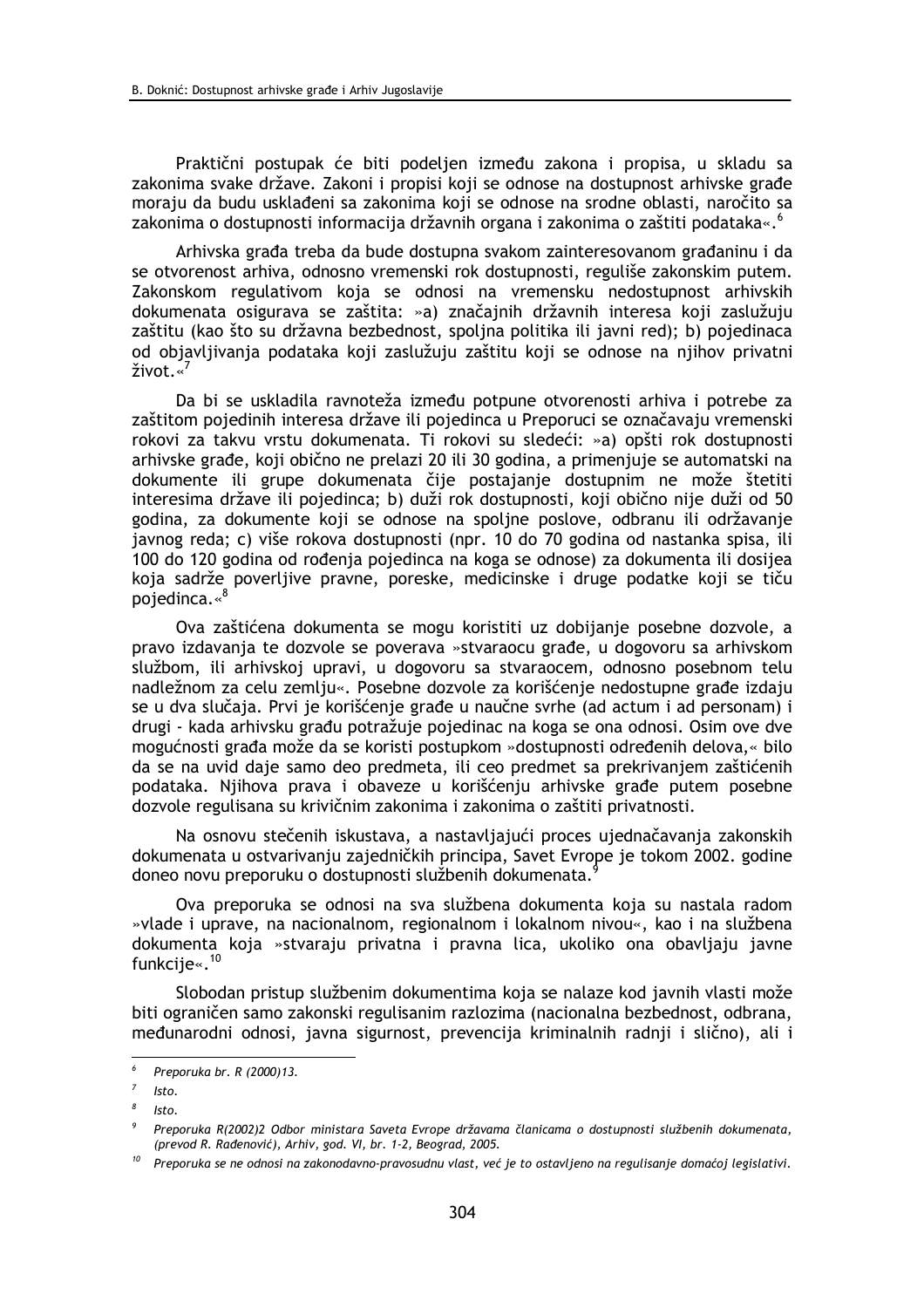Praktični postupak će biti podeljen između zakona i propisa, u skladu sa zakonima svake države. Zakoni i propisi koji se odnose na dostupnost arhivske građe moraju da budu usklađeni sa zakonima koji se odnose na srodne oblasti, naročito sa zakonima o dostupnosti informacija državnih organa i zakonima o zaštiti podataka«.[6]

Arhivska građa treba da bude dostupna svakom zainteresovanom građaninu i da se otvorenost arhiva, odnosno vremenski rok dostupnosti, reguliše zakonskim putem. Zakonskom regulativom koja se odnosi na vremensku nedostupnost arhivskih dokumenata osigurava se zaštita: »a) značajnih državnih interesa koji zaslužuju zaštitu (kao što su državna bezbednost, spoljna politika ili javni red); b) pojedinaca od objavljivanja podataka koji zaslužuju zaštitu koji se odnose na njihov privatni život.«[7]

Da bi se uskladila ravnoteža između potpune otvorenosti arhiva i potrebe za zaštitom pojedinih interesa države ili pojedinca u Preporuci se označavaju vremenski rokovi za takvu vrstu dokumenata. Ti rokovi su sledeći: »a) opšti rok dostupnosti arhivske građe, koji obično ne prelazi 20 ili 30 godina, a primenjuje se automatski na dokumente ili grupe dokumenata čije postajanje dostupnim ne može štetiti interesima države ili pojedinca; b) duži rok dostupnosti, koji obično nije duži od 50 godina, za dokumente koji se odnose na spoljne poslove, odbranu ili održavanje javnog reda; c) više rokova dostupnosti (npr. 10 do 70 godina od nastanka spisa, ili 100 do 120 godina od rođenja pojedinca na koga se odnose) za dokumenta ili dosijea koja sadrže poverljive pravne, poreske, medicinske i druge podatke koji se tiču pojedinca.«[8]

Ova zaštićena dokumenta se mogu koristiti uz dobijanje posebne dozvole, a pravo izdavanja te dozvole se poverava »stvaraocu građe, u dogovoru sa arhivskom službom, ili arhivskoj upravi, u dogovoru sa stvaraocem, odnosno posebnom telu nadležnom za celu zemlju«. Posebne dozvole za korišćenje nedostupne građe izdaju se u dva slučaja. Prvi je korišćenje građe u naučne svrhe (ad actum i ad personam) i drugi - kada arhivsku građu potražuje pojedinac na koga se ona odnosi. Osim ove dve mogućnosti građa može da se koristi postupkom »dostupnosti određenih delova,« bilo da se na uvid daje samo deo predmeta, ili ceo predmet sa prekrivanjem zaštićenih podataka. Njihova prava i obaveze u korišćenju arhivske građe putem posebne dozvole regulisana su krivičnim zakonima i zakonima o zaštiti privatnosti.

Na osnovu stečenih iskustava, a nastavljajući proces ujednačavanja zakonskih dokumenata u ostvarivanju zajedničkih principa, Savet Evrope je tokom 2002. godine doneo novu preporuku o dostupnosti službenih dokumenata.[9]

Ova preporuka se odnosi na sva službena dokumenta koja su nastala radom »vlade i uprave, na nacionalnom, regionalnom i lokalnom nivou«, kao i na službena dokumenta koja »stvaraju privatna i pravna lica, ukoliko ona obavljaju javne funkcije«.[10]

Slobodan pristup službenim dokumentima koja se nalaze kod javnih vlasti može biti ograničen samo zakonski regulisanim razlozima (nacionalna bezbednost, odbrana, međunarodni odnosi, javna sigurnost, prevencija kriminalnih radnji i slično), ali i

---

[6] *Preporuka br. R (2000)13.*

[7] *Isto.*

[8] *Isto.*

[9] *Preporuka R(2002)2 Odbor ministara Saveta Evrope državama članicama o dostupnosti službenih dokumenata, (prevod R. Rađenović), Arhiv, god. VI, br. 1-2, Beograd, 2005.*

[10] *Preporuka se ne odnosi na zakonodavno-pravosudnu vlast, već je to ostavljeno na regulisanje domaćoj legislativi.*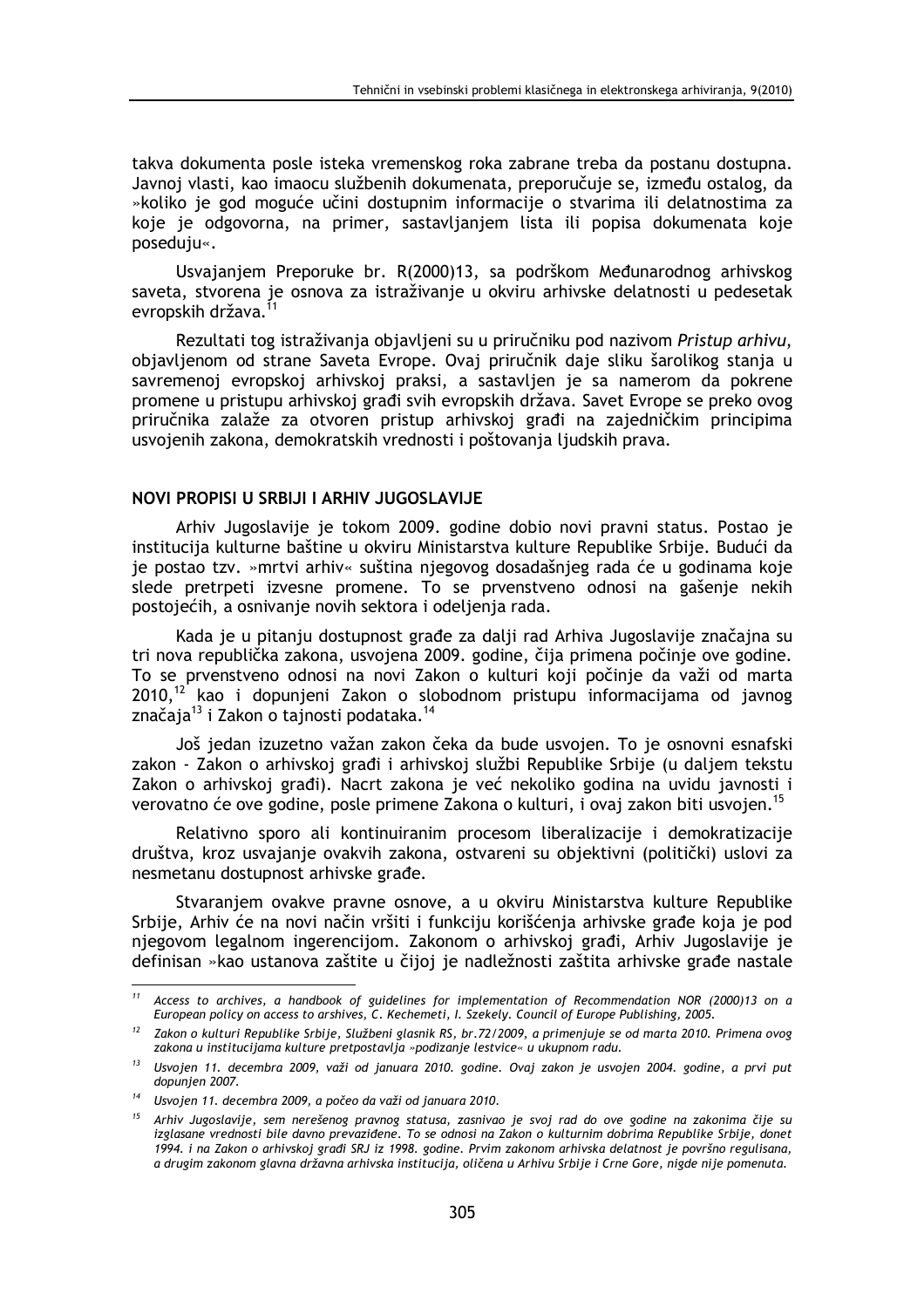takva dokumenta posle isteka vremenskog roka zabrane treba da postanu dostupna. Javnoj vlasti, kao imaocu službenih dokumenata, preporučuje se, između ostalog, da »koliko je god moguće učini dostupnim informacije o stvarima ili delatnostima za koje je odgovorna, na primer, sastavljanjem lista ili popisa dokumenata koje poseduju«.

Usvajanjem Preporuke br. R(2000)13, sa podrškom Međunarodnog arhivskog saveta, stvorena je osnova za istraživanje u okviru arhivske delatnosti u pedesetak evropskih država.[11]

Rezultati tog istraživanja objavljeni su u priručniku pod nazivom *Pristup arhivu*, objavljenom od strane Saveta Evrope. Ovaj priručnik daje sliku šarolikog stanja u savremenoj evropskoj arhivskoj praksi, a sastavljen je sa namerom da pokrene promene u pristupu arhivskoj građi svih evropskih država. Savet Evrope se preko ovog priručnika zalaže za otvoren pristup arhivskoj građi na zajedničkim principima usvojenih zakona, demokratskih vrednosti i poštovanja ljudskih prava.

## NOVI PROPISI U SRBIJI I ARHIV JUGOSLAVIJE

Arhiv Jugoslavije je tokom 2009. godine dobio novi pravni status. Postao je institucija kulturne baštine u okviru Ministarstva kulture Republike Srbije. Budući da je postao tzv. »mrtvi arhiv« suština njegovog dosadašnjeg rada će u godinama koje slede pretrpeti izvesne promene. To se prvenstveno odnosi na gašenje nekih postojećih, a osnivanje novih sektora i odeljenja rada.

Kada je u pitanju dostupnost građe za dalji rad Arhiva Jugoslavije značajna su tri nova republička zakona, usvojena 2009. godine, čija primena počinje ove godine. To se prvenstveno odnosi na novi Zakon o kulturi koji počinje da važi od marta 2010,[12] kao i dopunjeni Zakon o slobodnom pristupu informacijama od javnog značaja[13] i Zakon o tajnosti podataka.[14]

Još jedan izuzetno važan zakon čeka da bude usvojen. To je osnovni esnafski zakon - Zakon o arhivskoj građi i arhivskoj službi Republike Srbije (u daljem tekstu Zakon o arhivskoj građi). Nacrt zakona je već nekoliko godina na uvidu javnosti i verovatno će ove godine, posle primene Zakona o kulturi, i ovaj zakon biti usvojen.[15]

Relativno sporo ali kontinuiranim procesom liberalizacije i demokratizacije društva, kroz usvajanje ovakvih zakona, ostvareni su objektivni (politički) uslovi za nesmetanu dostupnost arhivske građe.

Stvaranjem ovakve pravne osnove, a u okviru Ministarstva kulture Republike Srbije, Arhiv će na novi način vršiti i funkciju korišćenja arhivske građe koja je pod njegovom legalnom ingerencijom. Zakonom o arhivskoj građi, Arhiv Jugoslavije je definisan »kao ustanova zaštite u čijoj je nadležnosti zaštita arhivske građe nastale

---

[11] *Access to archives, a handbook of guidelines for implementation of Recommendation NOR (2000)13 on a European policy on access to arshives, C. Kechemeti, I. Szekely. Council of Europe Publishing, 2005.*

[12] *Zakon o kulturi Republike Srbije, Službeni glasnik RS, br.72/2009, a primenjuje se od marta 2010. Primena ovog zakona u institucijama kulture pretpostavlja »podizanje lestvice« u ukupnom radu.*

[13] *Usvojen 11. decembra 2009, važi od januara 2010. godine. Ovaj zakon je usvojen 2004. godine, a prvi put dopunjen 2007.*

[14] *Usvojen 11. decembra 2009, a počeo da važi od januara 2010.*

[15] *Arhiv Jugoslavije, sem nerešenog pravnog statusa, zasnivao je svoj rad do ove godine na zakonima čije su izglasane vrednosti bile davno prevaziđene. To se odnosi na Zakon o kulturnim dobrima Republike Srbije, donet 1994. i na Zakon o arhivskoj građi SRJ iz 1998. godine. Prvim zakonom arhivska delatnost je površno regulisana, a drugim zakonom glavna državna arhivska institucija, oličena u Arhivu Srbije i Crne Gore, nigde nije pomenuta.*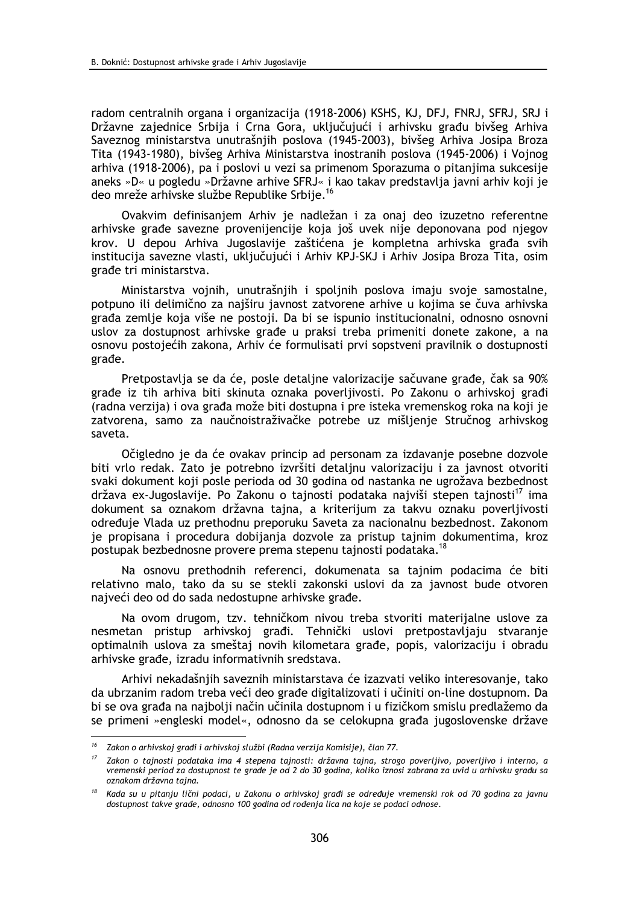radom centralnih organa i organizacija (1918-2006) KSHS, KJ, DFJ, FNRJ, SFRJ, SRJ i Državne zajednice Srbija i Crna Gora, uključujući i arhivsku građu bivšeg Arhiva Saveznog ministarstva unutrašnjih poslova (1945-2003), bivšeg Arhiva Josipa Broza Tita (1943-1980), bivšeg Arhiva Ministarstva inostranih poslova (1945-2006) i Vojnog arhiva (1918-2006), pa i poslovi u vezi sa primenom Sporazuma o pitanjima sukcesije aneks »D« u pogledu »Državne arhive SFRJ« i kao takav predstavlja javni arhiv koji je deo mreže arhivske službe Republike Srbije.[16]

Ovakvim definisanjem Arhiv je nadležan i za onaj deo izuzetno referentne arhivske građe savezne provenijencije koja još uvek nije deponovana pod njegov krov. U depou Arhiva Jugoslavije zaštićena je kompletna arhivska građa svih institucija savezne vlasti, uključujući i Arhiv KPJ-SKJ i Arhiv Josipa Broza Tita, osim građe tri ministarstva.

Ministarstva vojnih, unutrašnjih i spoljnih poslova imaju svoje samostalne, potpuno ili delimično za najširu javnost zatvorene arhive u kojima se čuva arhivska građa zemlje koja više ne postoji. Da bi se ispunio institucionalni, odnosno osnovni uslov za dostupnost arhivske građe u praksi treba primeniti donete zakone, a na osnovu postojećih zakona, Arhiv će formulisati prvi sopstveni pravilnik o dostupnosti građe.

Pretpostavlja se da će, posle detaljne valorizacije sačuvane građe, čak sa 90% građe iz tih arhiva biti skinuta oznaka poverljivosti. Po Zakonu o arhivskoj građi (radna verzija) i ova građa može biti dostupna i pre isteka vremenskog roka na koji je zatvorena, samo za naučnoistraživačke potrebe uz mišljenje Stručnog arhivskog saveta.

Očigledno je da će ovakav princip ad personam za izdavanje posebne dozvole biti vrlo redak. Zato je potrebno izvršiti detaljnu valorizaciju i za javnost otvoriti svaki dokument koji posle perioda od 30 godina od nastanka ne ugrožava bezbednost država ex-Jugoslavije. Po Zakonu o tajnosti podataka najviši stepen tajnosti[17] ima dokument sa oznakom državna tajna, a kriterijum za takvu oznaku poverljivosti određuje Vlada uz prethodnu preporuku Saveta za nacionalnu bezbednost. Zakonom je propisana i procedura dobijanja dozvole za pristup tajnim dokumentima, kroz postupak bezbednosne provere prema stepenu tajnosti podataka.[18]

Na osnovu prethodnih referenci, dokumenata sa tajnim podacima će biti relativno malo, tako da su se stekli zakonski uslovi da za javnost bude otvoren najveći deo od do sada nedostupne arhivske građe.

Na ovom drugom, tzv. tehničkom nivou treba stvoriti materijalne uslove za nesmetan pristup arhivskoj građi. Tehnički uslovi pretpostavljaju stvaranje optimalnih uslova za smeštaj novih kilometara građe, popis, valorizaciju i obradu arhivske građe, izradu informativnih sredstava.

Arhivi nekadašnjih saveznih ministarstava će izazvati veliko interesovanje, tako da ubrzanim radom treba veći deo građe digitalizovati i učiniti on-line dostupnom. Da bi se ova građa na najbolji način učinila dostupnom i u fizičkom smislu predlažemo da se primeni »engleski model«, odnosno da se celokupna građa jugoslovenske države

---

[16] *Zakon o arhivskoj građi i arhivskoj službi (Radna verzija Komisije), član 77.*

[17] *Zakon o tajnosti podataka ima 4 stepena tajnosti: državna tajna, strogo poverljivo, poverljivo i interno, a vremenski period za dostupnost te građe je od 2 do 30 godina, koliko iznosi zabrana za uvid u arhivsku građu sa oznakom državna tajna.*

[18] *Kada su u pitanju lični podaci, u Zakonu o arhivskoj građi se određuje vremenski rok od 70 godina za javnu dostupnost takve građe, odnosno 100 godina od rođenja lica na koje se podaci odnose.*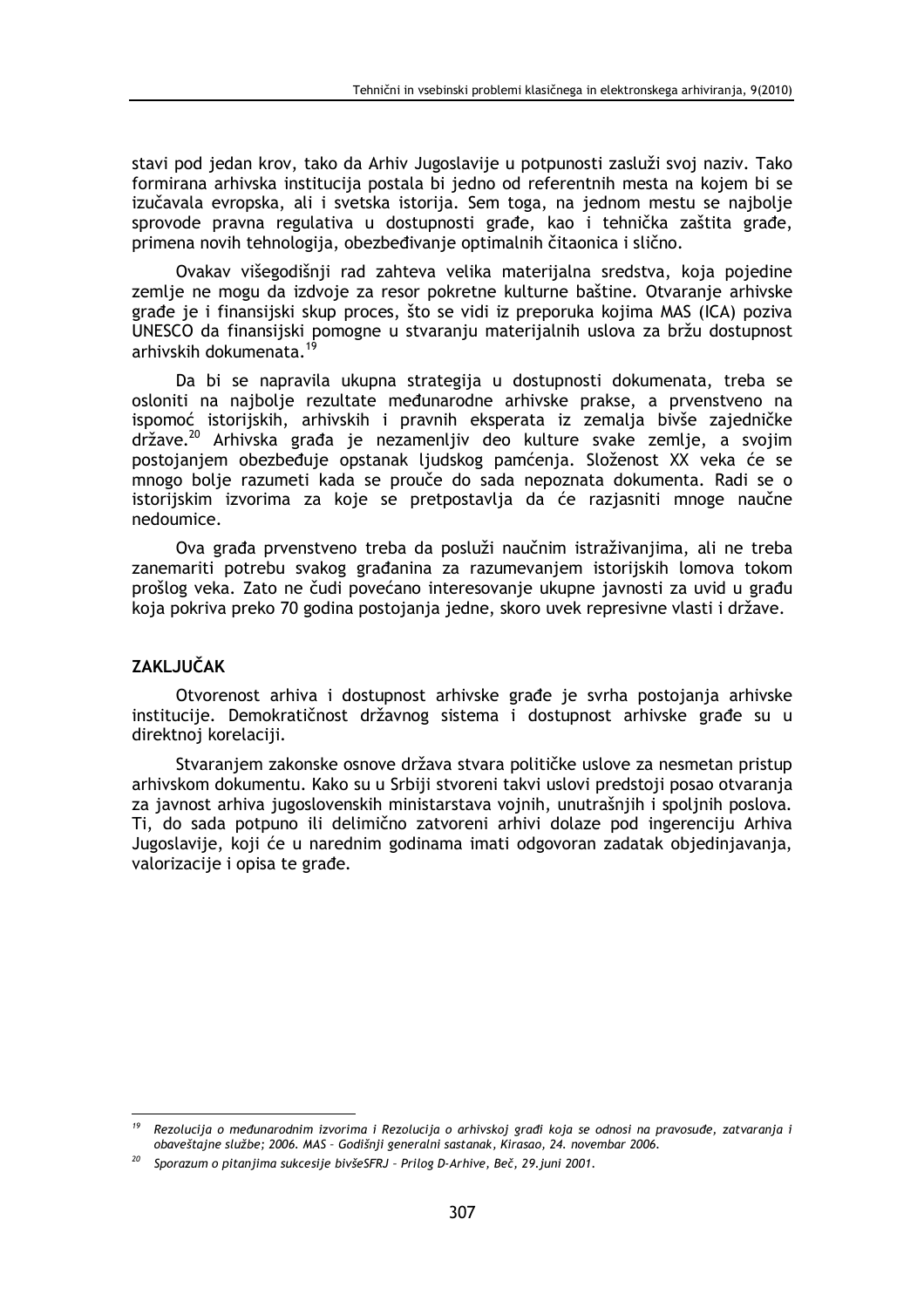stavi pod jedan krov, tako da Arhiv Jugoslavije u potpunosti zasluži svoj naziv. Tako formirana arhivska institucija postala bi jedno od referentnih mesta na kojem bi se izučavala evropska, ali i svetska istorija. Sem toga, na jednom mestu se najbolje sprovode pravna regulativa u dostupnosti građe, kao i tehnička zaštita građe, primena novih tehnologija, obezbeđivanje optimalnih čitaonica i slično.

Ovakav višegodišnji rad zahteva velika materijalna sredstva, koja pojedine zemlje ne mogu da izdvoje za resor pokretne kulturne baštine. Otvaranje arhivske građe je i finansijski skup proces, što se vidi iz preporuka kojima MAS (ICA) poziva UNESCO da finansijski pomogne u stvaranju materijalnih uslova za bržu dostupnost arhivskih dokumenata.[19]

Da bi se napravila ukupna strategija u dostupnosti dokumenata, treba se osloniti na najbolje rezultate međunarodne arhivske prakse, a prvenstveno na ispomoć istorijskih, arhivskih i pravnih eksperata iz zemalja bivše zajedničke države.[20] Arhivska građa je nezamenljiv deo kulture svake zemlje, a svojim postojanjem obezbeđuje opstanak ljudskog pamćenja. Složenost XX veka će se mnogo bolje razumeti kada se prouče do sada nepoznata dokumenta. Radi se o istorijskim izvorima za koje se pretpostavlja da će razjasniti mnoge naučne nedoumice.

Ova građa prvenstveno treba da posluži naučnim istraživanjima, ali ne treba zanemariti potrebu svakog građanina za razumevanjem istorijskih lomova tokom prošlog veka. Zato ne čudi povećano interesovanje ukupne javnosti za uvid u građu koja pokriva preko 70 godina postojanja jedne, skoro uvek represivne vlasti i države.

## ZAKLJUČAK

Otvorenost arhiva i dostupnost arhivske građe je svrha postojanja arhivske institucije. Demokratičnost državnog sistema i dostupnost arhivske građe su u direktnoj korelaciji.

Stvaranjem zakonske osnove država stvara političke uslove za nesmetan pristup arhivskom dokumentu. Kako su u Srbiji stvoreni takvi uslovi predstoji posao otvaranja za javnost arhiva jugoslovenskih ministarstava vojnih, unutrašnjih i spoljnih poslova. Ti, do sada potpuno ili delimično zatvoreni arhivi dolaze pod ingerenciju Arhiva Jugoslavije, koji će u narednim godinama imati odgovoran zadatak objedinjavanja, valorizacije i opisa te građe.

---

[19] *Rezolucija o međunarodnim izvorima i Rezolucija o arhivskoj građi koja se odnosi na pravosuđe, zatvaranja i obaveštajne službe; 2006. MAS – Godišnji generalni sastanak, Kirasao, 24. novembar 2006.*

[20] *Sporazum o pitanjima sukcesije bivšeSFRJ – Prilog D-Arhive, Beč, 29.juni 2001.*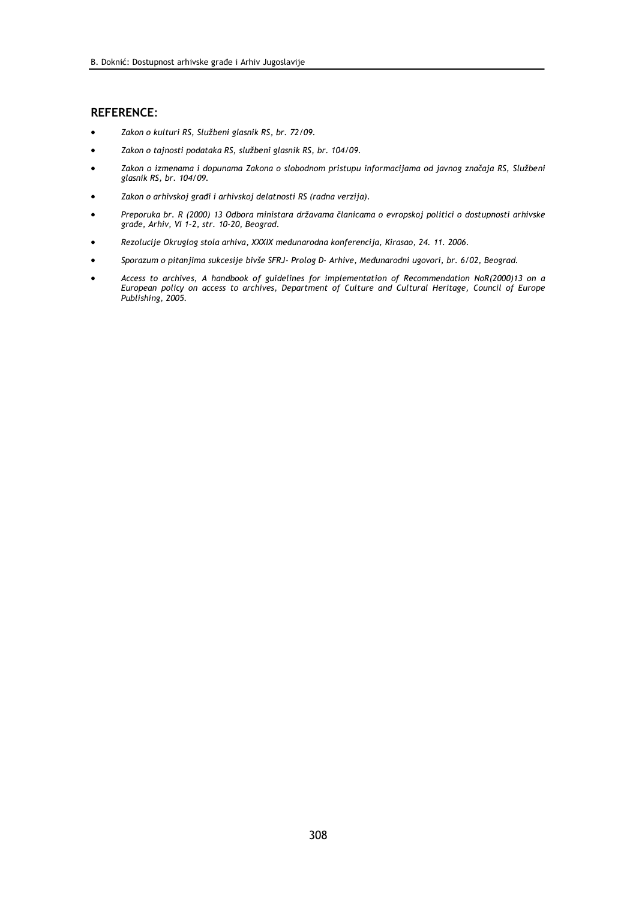## REFERENCE:

- *Zakon o kulturi RS, Službeni glasnik RS, br. 72/09.*
- *Zakon o tajnosti podataka RS, službeni glasnik RS, br. 104/09.*
- *Zakon o izmenama i dopunama Zakona o slobodnom pristupu informacijama od javnog značaja RS, Službeni glasnik RS, br. 104/09.*
- *Zakon o arhivskoj građi i arhivskoj delatnosti RS (radna verzija).*
- *Preporuka br. R (2000) 13 Odbora ministara državama članicama o evropskoj politici o dostupnosti arhivske građe, Arhiv, VI 1-2, str. 10-20, Beograd.*
- *Rezolucije Okruglog stola arhiva, XXXIX međunarodna konferencija, Kirasao, 24. 11. 2006.*
- *Sporazum o pitanjima sukcesije bivše SFRJ- Prolog D- Arhive, Međunarodni ugovori, br. 6/02, Beograd.*
- *Access to archives, A handbook of guidelines for implementation of Recommendation NoR(2000)13 on a European policy on access to archives, Department of Culture and Cultural Heritage, Council of Europe Publishing, 2005.*